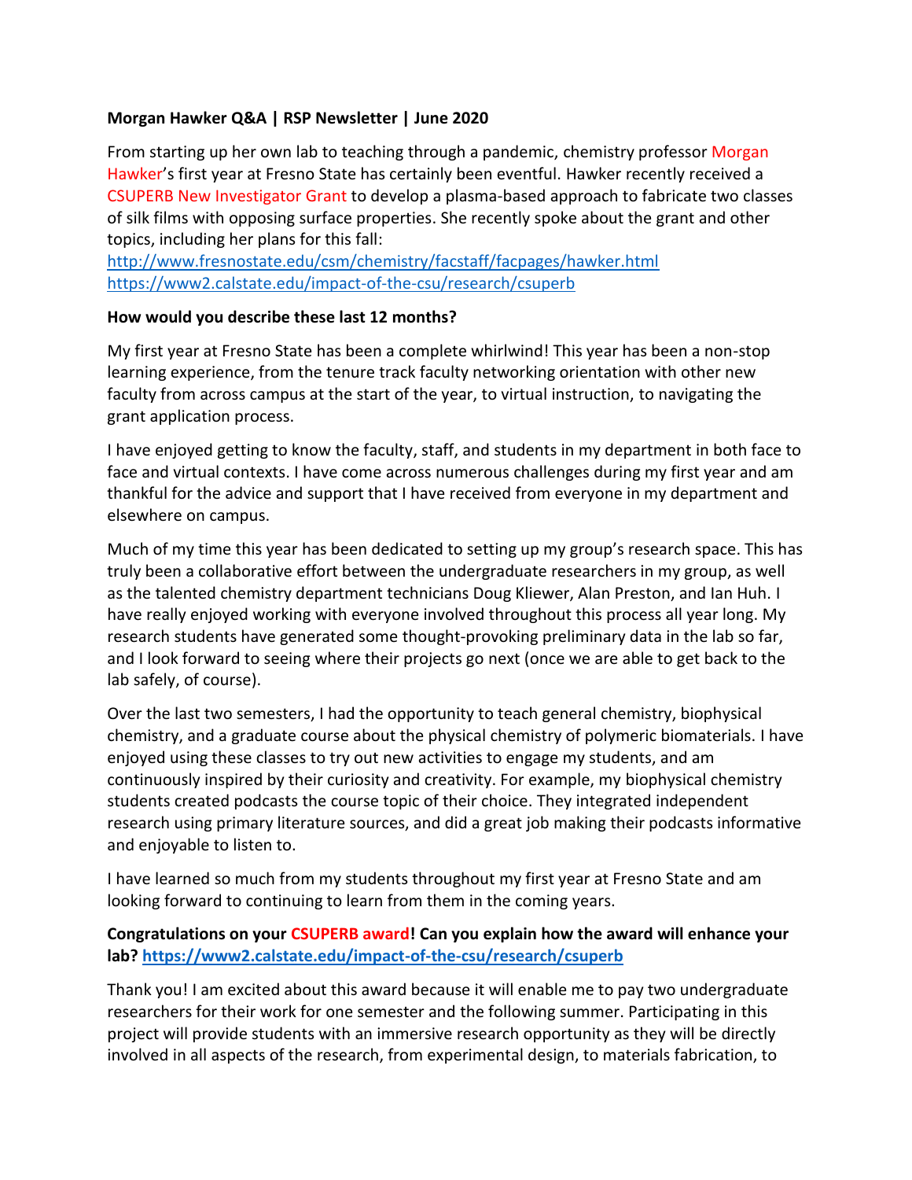**Morgan Hawker Q&A | RSP Newsletter | June 2020**

From starting up her own lab to teaching through a pandemic, chemistry professor Morgan Hawker's first year at Fresno State has certainly been eventful. Hawker recently received a CSUPERB New Investigator Grant to develop a plasma-based approach to fabricate two classes of silk films with opposing surface properties. She recently spoke about the grant and other topics, including her plans for this fall:
http://www.fresnostate.edu/csm/chemistry/facstaff/facpages/hawker.html
https://www2.calstate.edu/impact-of-the-csu/research/csuperb

**How would you describe these last 12 months?**

My first year at Fresno State has been a complete whirlwind! This year has been a non-stop learning experience, from the tenure track faculty networking orientation with other new faculty from across campus at the start of the year, to virtual instruction, to navigating the grant application process.

I have enjoyed getting to know the faculty, staff, and students in my department in both face to face and virtual contexts. I have come across numerous challenges during my first year and am thankful for the advice and support that I have received from everyone in my department and elsewhere on campus.

Much of my time this year has been dedicated to setting up my group's research space. This has truly been a collaborative effort between the undergraduate researchers in my group, as well as the talented chemistry department technicians Doug Kliewer, Alan Preston, and Ian Huh. I have really enjoyed working with everyone involved throughout this process all year long. My research students have generated some thought-provoking preliminary data in the lab so far, and I look forward to seeing where their projects go next (once we are able to get back to the lab safely, of course).

Over the last two semesters, I had the opportunity to teach general chemistry, biophysical chemistry, and a graduate course about the physical chemistry of polymeric biomaterials. I have enjoyed using these classes to try out new activities to engage my students, and am continuously inspired by their curiosity and creativity. For example, my biophysical chemistry students created podcasts the course topic of their choice. They integrated independent research using primary literature sources, and did a great job making their podcasts informative and enjoyable to listen to.

I have learned so much from my students throughout my first year at Fresno State and am looking forward to continuing to learn from them in the coming years.

**Congratulations on your CSUPERB award! Can you explain how the award will enhance your lab? https://www2.calstate.edu/impact-of-the-csu/research/csuperb**

Thank you! I am excited about this award because it will enable me to pay two undergraduate researchers for their work for one semester and the following summer. Participating in this project will provide students with an immersive research opportunity as they will be directly involved in all aspects of the research, from experimental design, to materials fabrication, to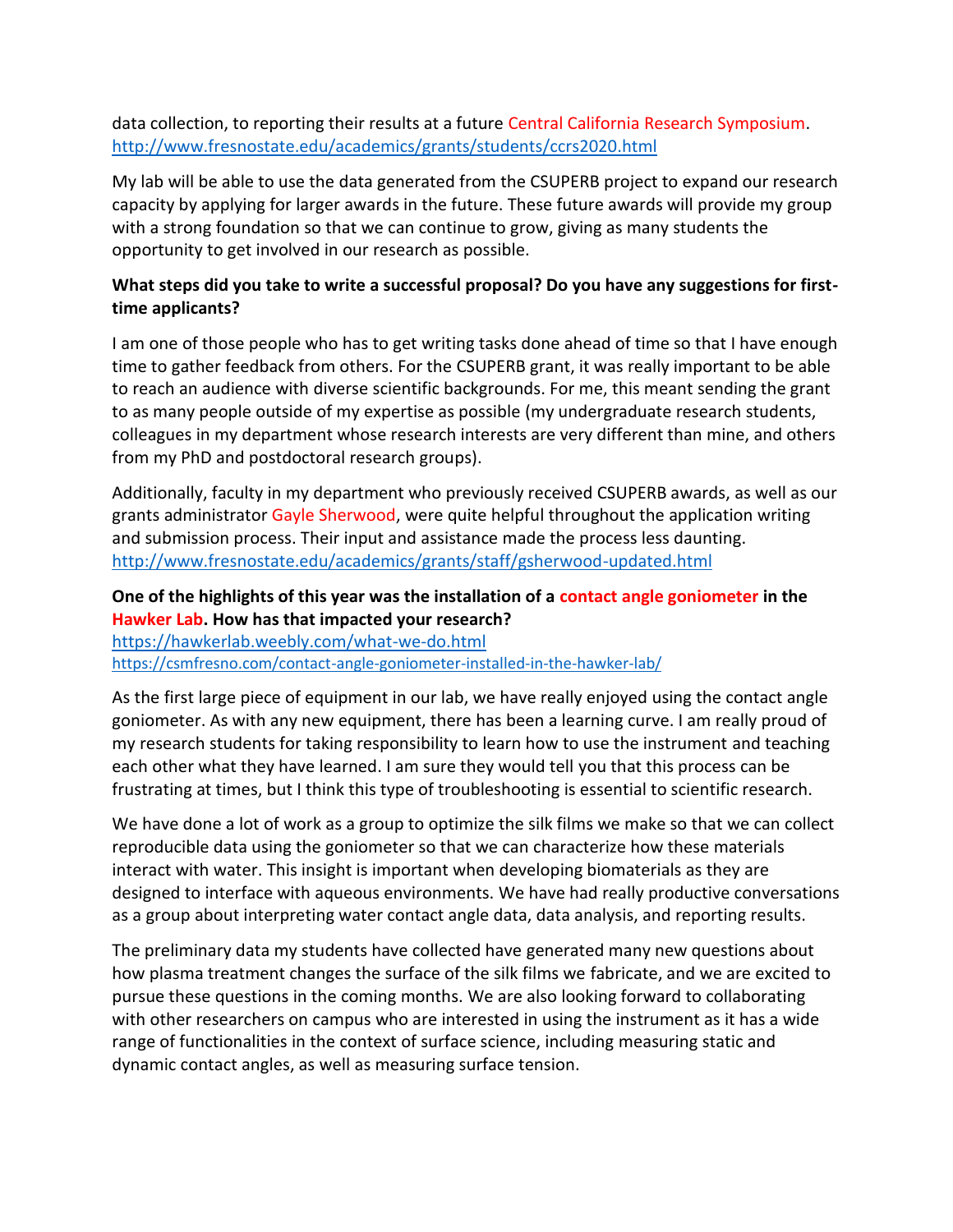data collection, to reporting their results at a future Central California Research Symposium. http://www.fresnostate.edu/academics/grants/students/ccrs2020.html

My lab will be able to use the data generated from the CSUPERB project to expand our research capacity by applying for larger awards in the future. These future awards will provide my group with a strong foundation so that we can continue to grow, giving as many students the opportunity to get involved in our research as possible.

**What steps did you take to write a successful proposal? Do you have any suggestions for first-time applicants?**

I am one of those people who has to get writing tasks done ahead of time so that I have enough time to gather feedback from others. For the CSUPERB grant, it was really important to be able to reach an audience with diverse scientific backgrounds. For me, this meant sending the grant to as many people outside of my expertise as possible (my undergraduate research students, colleagues in my department whose research interests are very different than mine, and others from my PhD and postdoctoral research groups).

Additionally, faculty in my department who previously received CSUPERB awards, as well as our grants administrator Gayle Sherwood, were quite helpful throughout the application writing and submission process. Their input and assistance made the process less daunting. http://www.fresnostate.edu/academics/grants/staff/gsherwood-updated.html

**One of the highlights of this year was the installation of a contact angle goniometer in the Hawker Lab. How has that impacted your research?**
https://hawkerlab.weebly.com/what-we-do.html
https://csmfresno.com/contact-angle-goniometer-installed-in-the-hawker-lab/

As the first large piece of equipment in our lab, we have really enjoyed using the contact angle goniometer. As with any new equipment, there has been a learning curve. I am really proud of my research students for taking responsibility to learn how to use the instrument and teaching each other what they have learned. I am sure they would tell you that this process can be frustrating at times, but I think this type of troubleshooting is essential to scientific research.

We have done a lot of work as a group to optimize the silk films we make so that we can collect reproducible data using the goniometer so that we can characterize how these materials interact with water. This insight is important when developing biomaterials as they are designed to interface with aqueous environments. We have had really productive conversations as a group about interpreting water contact angle data, data analysis, and reporting results.

The preliminary data my students have collected have generated many new questions about how plasma treatment changes the surface of the silk films we fabricate, and we are excited to pursue these questions in the coming months. We are also looking forward to collaborating with other researchers on campus who are interested in using the instrument as it has a wide range of functionalities in the context of surface science, including measuring static and dynamic contact angles, as well as measuring surface tension.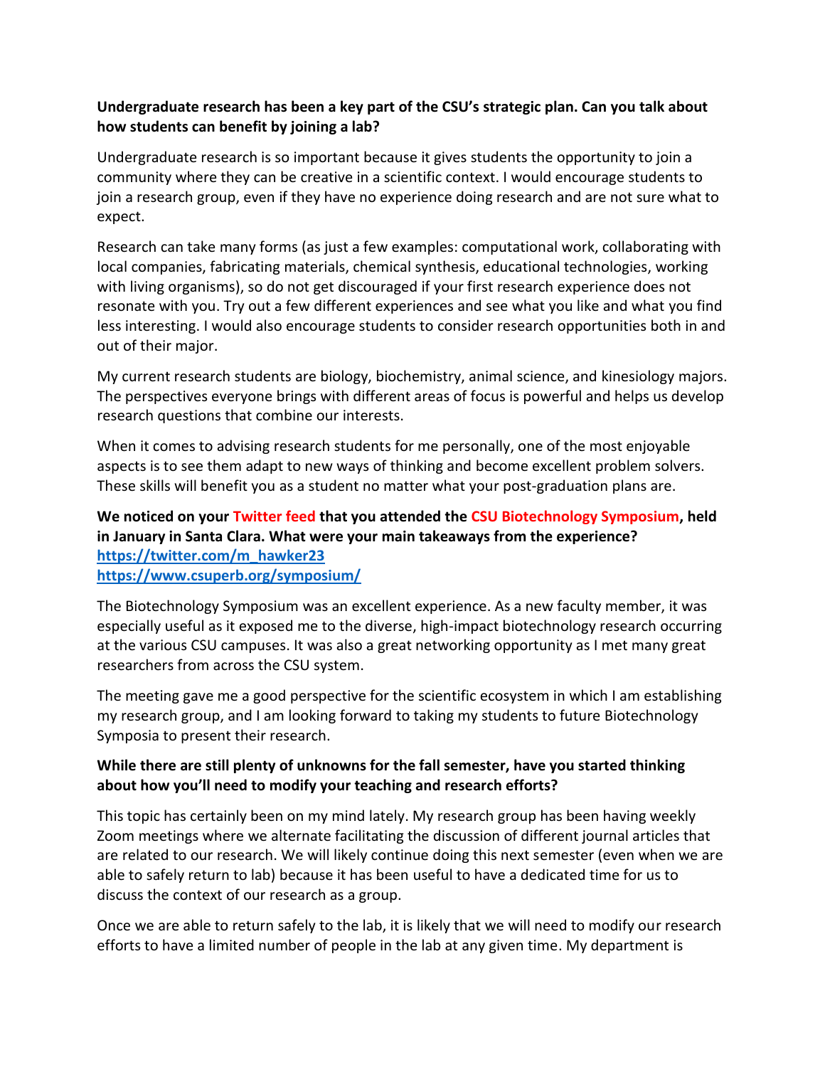**Undergraduate research has been a key part of the CSU's strategic plan. Can you talk about how students can benefit by joining a lab?**

Undergraduate research is so important because it gives students the opportunity to join a community where they can be creative in a scientific context. I would encourage students to join a research group, even if they have no experience doing research and are not sure what to expect.

Research can take many forms (as just a few examples: computational work, collaborating with local companies, fabricating materials, chemical synthesis, educational technologies, working with living organisms), so do not get discouraged if your first research experience does not resonate with you. Try out a few different experiences and see what you like and what you find less interesting. I would also encourage students to consider research opportunities both in and out of their major.

My current research students are biology, biochemistry, animal science, and kinesiology majors. The perspectives everyone brings with different areas of focus is powerful and helps us develop research questions that combine our interests.

When it comes to advising research students for me personally, one of the most enjoyable aspects is to see them adapt to new ways of thinking and become excellent problem solvers. These skills will benefit you as a student no matter what your post-graduation plans are.

**We noticed on your Twitter feed that you attended the CSU Biotechnology Symposium, held in January in Santa Clara. What were your main takeaways from the experience?**
**https://twitter.com/m_hawker23**
**https://www.csuperb.org/symposium/**

The Biotechnology Symposium was an excellent experience. As a new faculty member, it was especially useful as it exposed me to the diverse, high-impact biotechnology research occurring at the various CSU campuses. It was also a great networking opportunity as I met many great researchers from across the CSU system.

The meeting gave me a good perspective for the scientific ecosystem in which I am establishing my research group, and I am looking forward to taking my students to future Biotechnology Symposia to present their research.

**While there are still plenty of unknowns for the fall semester, have you started thinking about how you'll need to modify your teaching and research efforts?**

This topic has certainly been on my mind lately. My research group has been having weekly Zoom meetings where we alternate facilitating the discussion of different journal articles that are related to our research. We will likely continue doing this next semester (even when we are able to safely return to lab) because it has been useful to have a dedicated time for us to discuss the context of our research as a group.

Once we are able to return safely to the lab, it is likely that we will need to modify our research efforts to have a limited number of people in the lab at any given time. My department is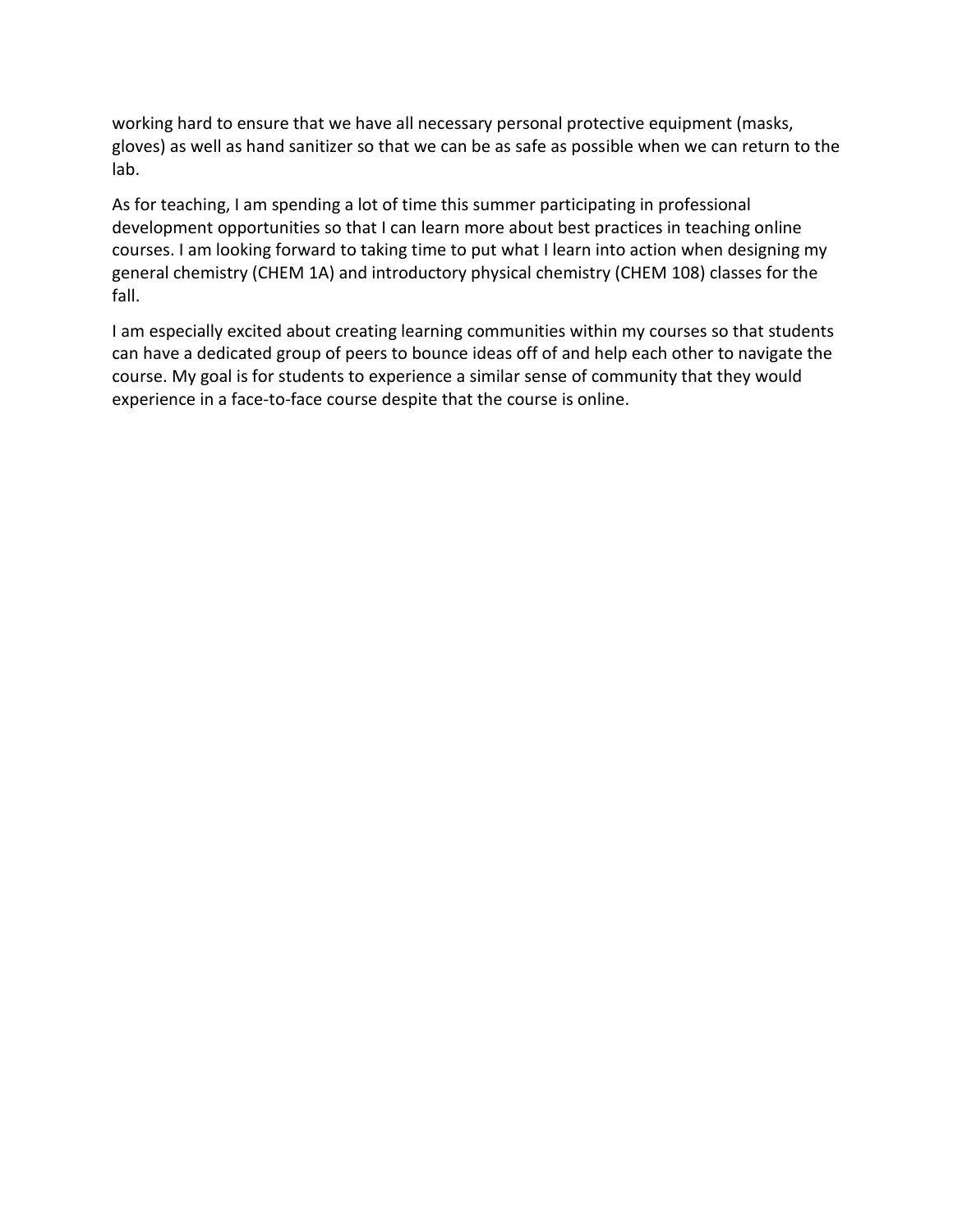working hard to ensure that we have all necessary personal protective equipment (masks, gloves) as well as hand sanitizer so that we can be as safe as possible when we can return to the lab.

As for teaching, I am spending a lot of time this summer participating in professional development opportunities so that I can learn more about best practices in teaching online courses. I am looking forward to taking time to put what I learn into action when designing my general chemistry (CHEM 1A) and introductory physical chemistry (CHEM 108) classes for the fall.

I am especially excited about creating learning communities within my courses so that students can have a dedicated group of peers to bounce ideas off of and help each other to navigate the course. My goal is for students to experience a similar sense of community that they would experience in a face-to-face course despite that the course is online.